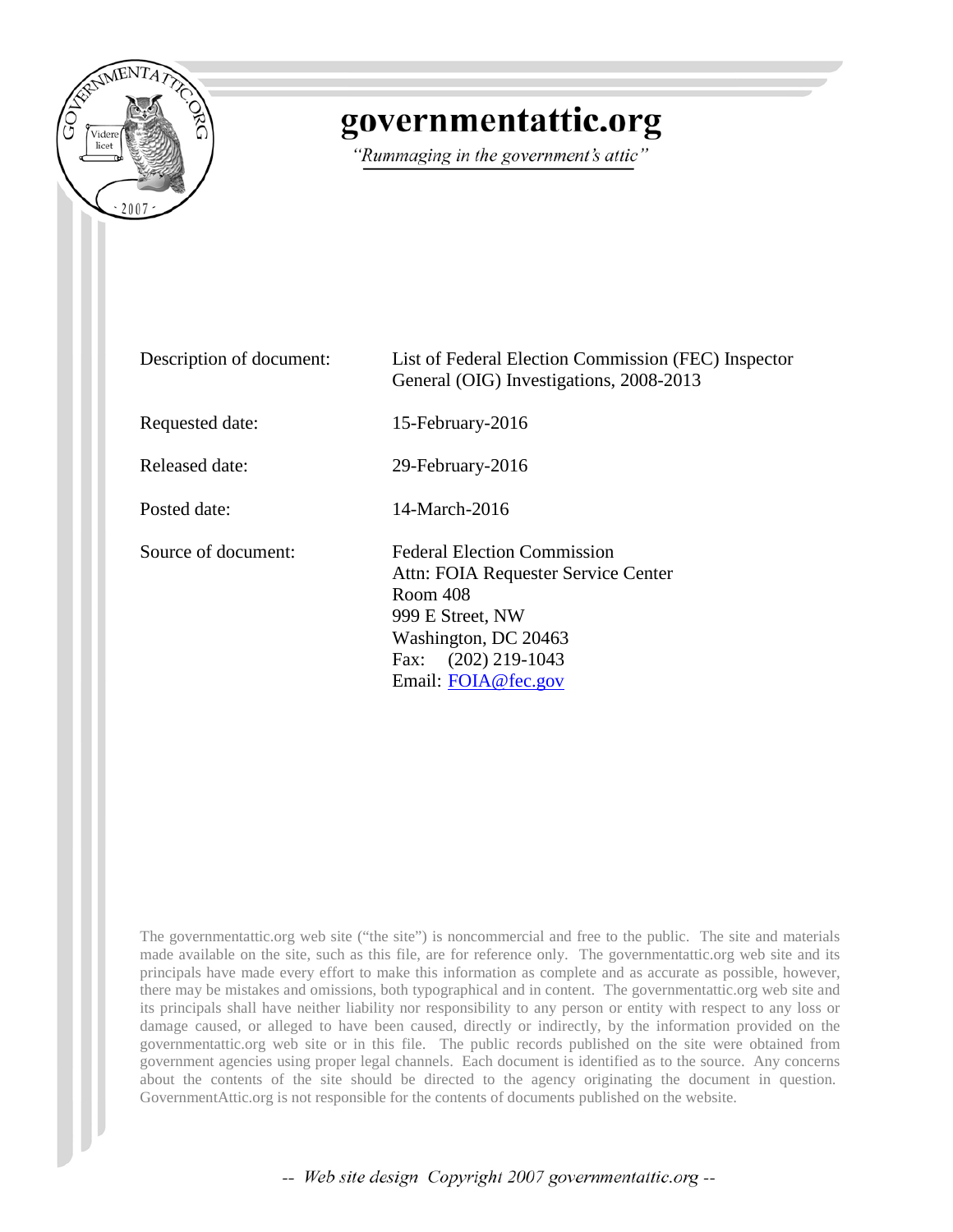# governmentattic.org

*"Rummaging in the government's attic"*

| | |
|---|---|
| Description of document: | List of Federal Election Commission (FEC) Inspector General (OIG) Investigations, 2008-2013 |
| Requested date: | 15-February-2016 |
| Released date: | 29-February-2016 |
| Posted date: | 14-March-2016 |
| Source of document: | Federal Election Commission<br>Attn: FOIA Requester Service Center<br>Room 408<br>999 E Street, NW<br>Washington, DC 20463<br>Fax: (202) 219-1043<br>Email: FOIA@fec.gov |

The governmentattic.org web site ("the site") is noncommercial and free to the public. The site and materials made available on the site, such as this file, are for reference only. The governmentattic.org web site and its principals have made every effort to make this information as complete and as accurate as possible, however, there may be mistakes and omissions, both typographical and in content. The governmentattic.org web site and its principals shall have neither liability nor responsibility to any person or entity with respect to any loss or damage caused, or alleged to have been caused, directly or indirectly, by the information provided on the governmentattic.org web site or in this file. The public records published on the site were obtained from government agencies using proper legal channels. Each document is identified as to the source. Any concerns about the contents of the site should be directed to the agency originating the document in question. GovernmentAttic.org is not responsible for the contents of documents published on the website.

-- Web site design Copyright 2007 governmentattic.org --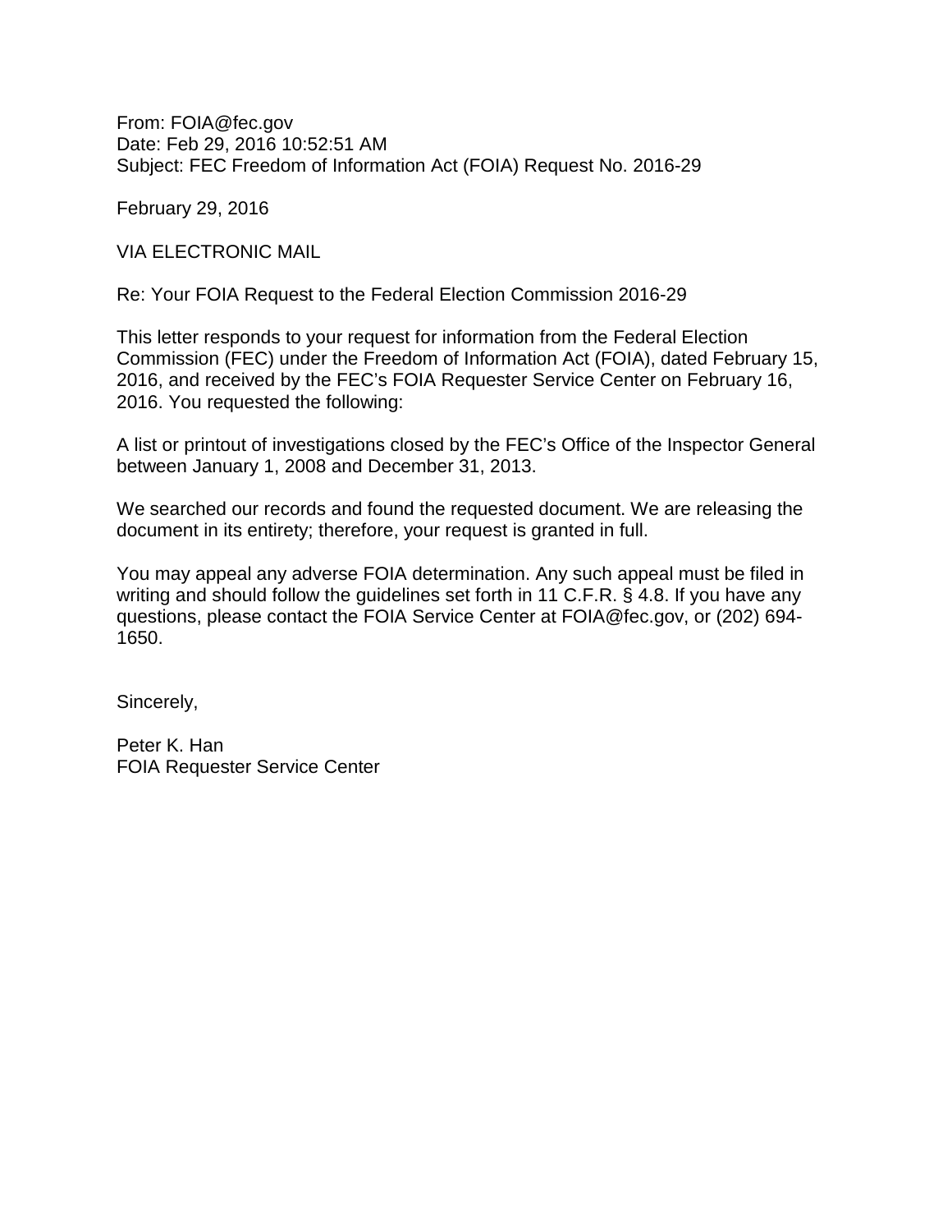From: FOIA@fec.gov
Date: Feb 29, 2016 10:52:51 AM
Subject: FEC Freedom of Information Act (FOIA) Request No. 2016-29

February 29, 2016

VIA ELECTRONIC MAIL

Re: Your FOIA Request to the Federal Election Commission 2016-29

This letter responds to your request for information from the Federal Election Commission (FEC) under the Freedom of Information Act (FOIA), dated February 15, 2016, and received by the FEC's FOIA Requester Service Center on February 16, 2016. You requested the following:

A list or printout of investigations closed by the FEC's Office of the Inspector General between January 1, 2008 and December 31, 2013.

We searched our records and found the requested document. We are releasing the document in its entirety; therefore, your request is granted in full.

You may appeal any adverse FOIA determination. Any such appeal must be filed in writing and should follow the guidelines set forth in 11 C.F.R. § 4.8. If you have any questions, please contact the FOIA Service Center at FOIA@fec.gov, or (202) 694-1650.

Sincerely,

Peter K. Han
FOIA Requester Service Center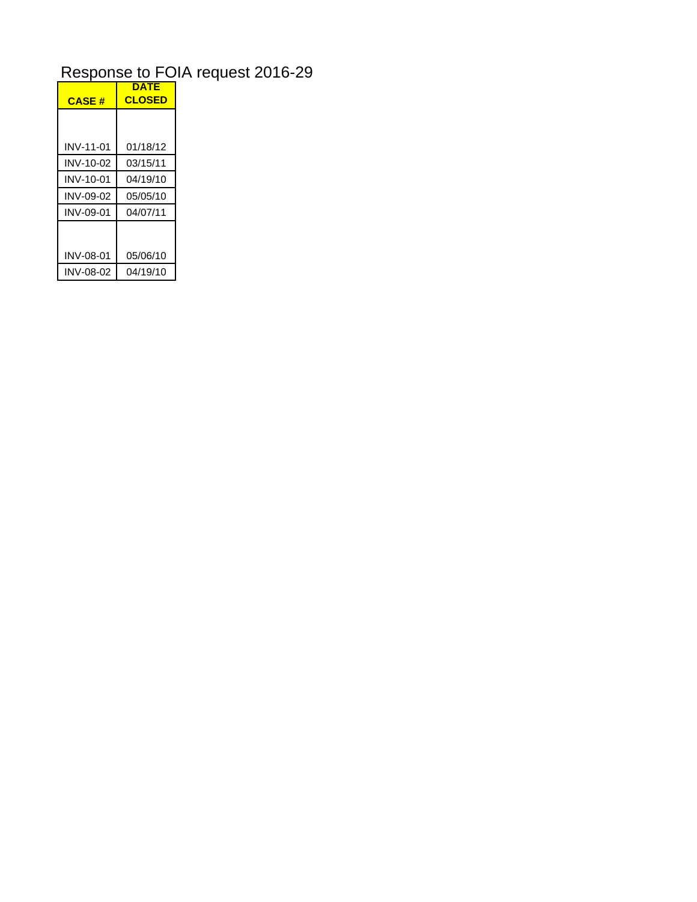Response to FOIA request 2016-29

| CASE # | DATE CLOSED |
|---|---|
| INV-11-01 | 01/18/12 |
| INV-10-02 | 03/15/11 |
| INV-10-01 | 04/19/10 |
| INV-09-02 | 05/05/10 |
| INV-09-01 | 04/07/11 |
| INV-08-01 | 05/06/10 |
| INV-08-02 | 04/19/10 |